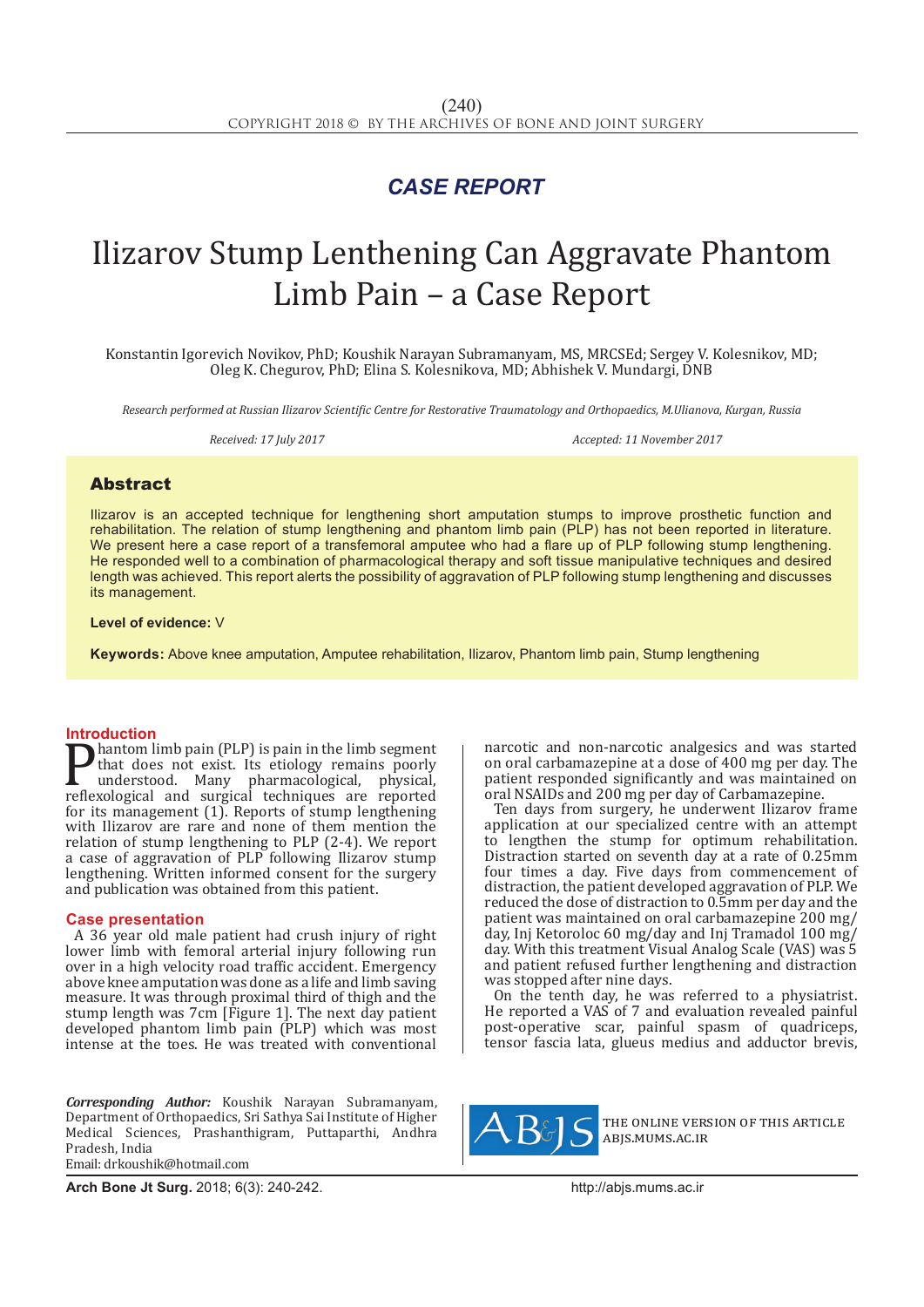## CASE REPORT

# Ilizarov Stump Lenthening Can Aggravate Phantom Limb Pain – a Case Report

Konstantin Igorevich Novikov, PhD; Koushik Narayan Subramanyam, MS, MRCSEd; Sergey V. Kolesnikov, MD; Oleg K. Chegurov, PhD; Elina S. Kolesnikova, MD; Abhishek V. Mundargi, DNB

*Research performed at Russian Ilizarov Scientific Centre for Restorative Traumatology and Orthopaedics, M.Ulianova, Kurgan, Russia*

*Received: 17 July 2017* *Accepted: 11 November 2017*

## Abstract

Ilizarov is an accepted technique for lengthening short amputation stumps to improve prosthetic function and rehabilitation. The relation of stump lengthening and phantom limb pain (PLP) has not been reported in literature. We present here a case report of a transfemoral amputee who had a flare up of PLP following stump lengthening. He responded well to a combination of pharmacological therapy and soft tissue manipulative techniques and desired length was achieved. This report alerts the possibility of aggravation of PLP following stump lengthening and discusses its management.

**Level of evidence:** V

**Keywords:** Above knee amputation, Amputee rehabilitation, Ilizarov, Phantom limb pain, Stump lengthening

## Introduction

Phantom limb pain (PLP) is pain in the limb segment that does not exist. Its etiology remains poorly understood. Many pharmacological, physical, reflexological and surgical techniques are reported for its management (1). Reports of stump lengthening with Ilizarov are rare and none of them mention the relation of stump lengthening to PLP (2-4). We report a case of aggravation of PLP following Ilizarov stump lengthening. Written informed consent for the surgery and publication was obtained from this patient.

## Case presentation

A 36 year old male patient had crush injury of right lower limb with femoral arterial injury following run over in a high velocity road traffic accident. Emergency above knee amputation was done as a life and limb saving measure. It was through proximal third of thigh and the stump length was 7cm [Figure 1]. The next day patient developed phantom limb pain (PLP) which was most intense at the toes. He was treated with conventional narcotic and non-narcotic analgesics and was started on oral carbamazepine at a dose of 400 mg per day. The patient responded significantly and was maintained on oral NSAIDs and 200 mg per day of Carbamazepine.

Ten days from surgery, he underwent Ilizarov frame application at our specialized centre with an attempt to lengthen the stump for optimum rehabilitation. Distraction started on seventh day at a rate of 0.25mm four times a day. Five days from commencement of distraction, the patient developed aggravation of PLP. We reduced the dose of distraction to 0.5mm per day and the patient was maintained on oral carbamazepine 200 mg/day, Inj Ketoroloc 60 mg/day and Inj Tramadol 100 mg/day. With this treatment Visual Analog Scale (VAS) was 5 and patient refused further lengthening and distraction was stopped after nine days.

On the tenth day, he was referred to a physiatrist. He reported a VAS of 7 and evaluation revealed painful post-operative scar, painful spasm of quadriceps, tensor fascia lata, glueus medius and adductor brevis,

*Corresponding Author:* Koushik Narayan Subramanyam, Department of Orthopaedics, Sri Sathya Sai Institute of Higher Medical Sciences, Prashanthigram, Puttaparthi, Andhra Pradesh, India
Email: drkoushik@hotmail.com

THE ONLINE VERSION OF THIS ARTICLE ABJS.MUMS.AC.IR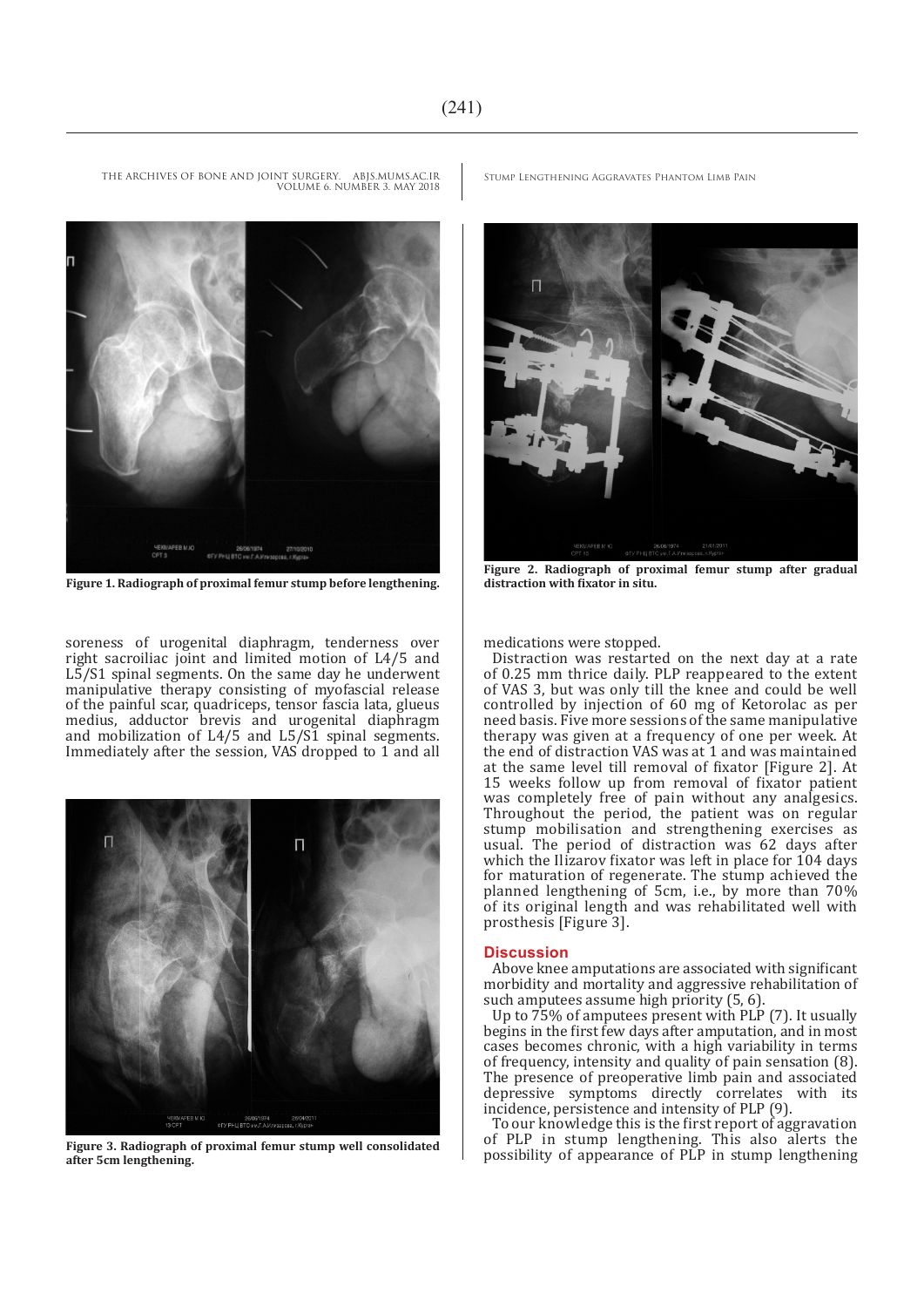Figure 1. Radiograph of proximal femur stump before lengthening.

Figure 2. Radiograph of proximal femur stump after gradual distraction with fixator in situ.

soreness of urogenital diaphragm, tenderness over right sacroiliac joint and limited motion of L4/5 and L5/S1 spinal segments. On the same day he underwent manipulative therapy consisting of myofascial release of the painful scar, quadriceps, tensor fascia lata, glueus medius, adductor brevis and urogenital diaphragm and mobilization of L4/5 and L5/S1 spinal segments. Immediately after the session, VAS dropped to 1 and all medications were stopped.

Figure 3. Radiograph of proximal femur stump well consolidated after 5cm lengthening.

Distraction was restarted on the next day at a rate of 0.25 mm thrice daily. PLP reappeared to the extent of VAS 3, but was only till the knee and could be well controlled by injection of 60 mg of Ketorolac as per need basis. Five more sessions of the same manipulative therapy was given at a frequency of one per week. At the end of distraction VAS was at 1 and was maintained at the same level till removal of fixator [Figure 2]. At 15 weeks follow up from removal of fixator patient was completely free of pain without any analgesics. Throughout the period, the patient was on regular stump mobilisation and strengthening exercises as usual. The period of distraction was 62 days after which the Ilizarov fixator was left in place for 104 days for maturation of regenerate. The stump achieved the planned lengthening of 5cm, i.e., by more than 70% of its original length and was rehabilitated well with prosthesis [Figure 3].

## Discussion

Above knee amputations are associated with significant morbidity and mortality and aggressive rehabilitation of such amputees assume high priority (5, 6).

Up to 75% of amputees present with PLP (7). It usually begins in the first few days after amputation, and in most cases becomes chronic, with a high variability in terms of frequency, intensity and quality of pain sensation (8). The presence of preoperative limb pain and associated depressive symptoms directly correlates with its incidence, persistence and intensity of PLP (9).

To our knowledge this is the first report of aggravation of PLP in stump lengthening. This also alerts the possibility of appearance of PLP in stump lengthening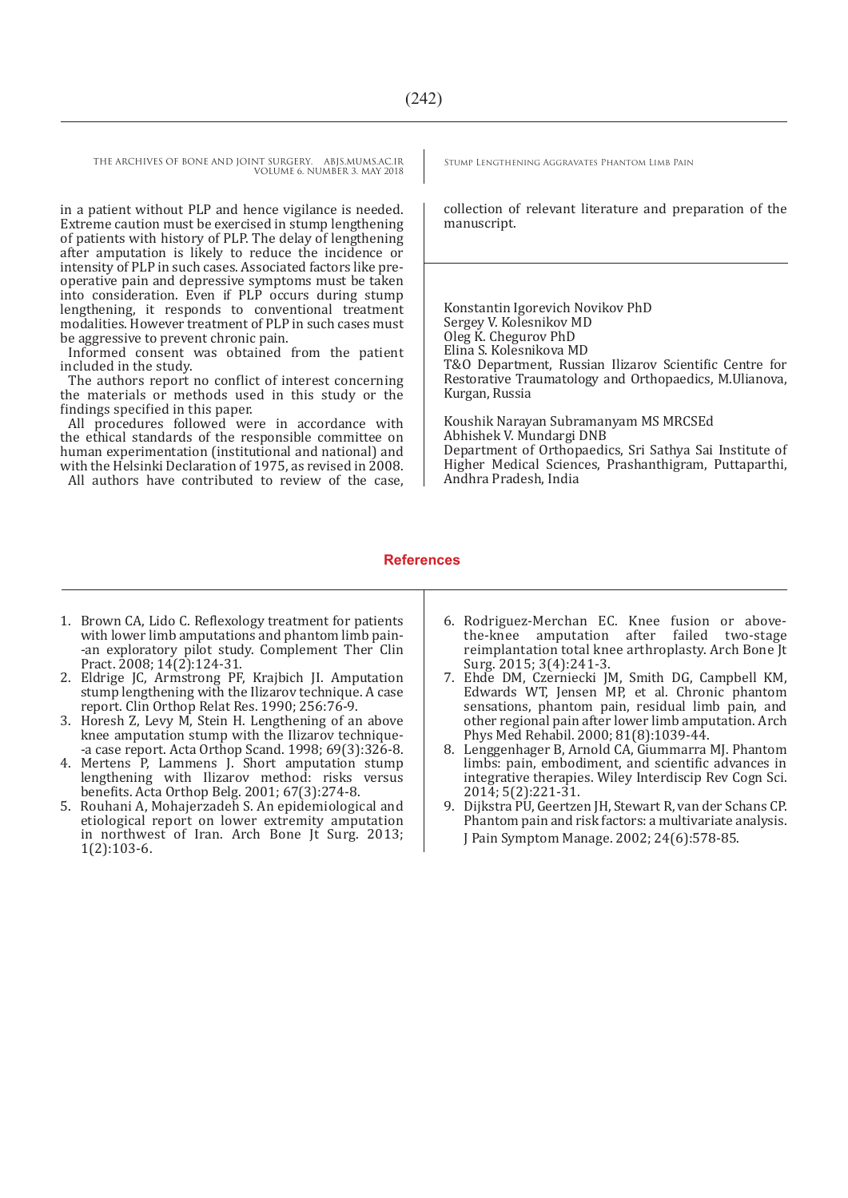in a patient without PLP and hence vigilance is needed. Extreme caution must be exercised in stump lengthening of patients with history of PLP. The delay of lengthening after amputation is likely to reduce the incidence or intensity of PLP in such cases. Associated factors like pre-operative pain and depressive symptoms must be taken into consideration. Even if PLP occurs during stump lengthening, it responds to conventional treatment modalities. However treatment of PLP in such cases must be aggressive to prevent chronic pain.

Informed consent was obtained from the patient included in the study.

The authors report no conflict of interest concerning the materials or methods used in this study or the findings specified in this paper.

All procedures followed were in accordance with the ethical standards of the responsible committee on human experimentation (institutional and national) and with the Helsinki Declaration of 1975, as revised in 2008.

All authors have contributed to review of the case, collection of relevant literature and preparation of the manuscript.

Konstantin Igorevich Novikov PhD
Sergey V. Kolesnikov MD
Oleg K. Chegurov PhD
Elina S. Kolesnikova MD
T&O Department, Russian Ilizarov Scientific Centre for Restorative Traumatology and Orthopaedics, M.Ulianova, Kurgan, Russia

Koushik Narayan Subramanyam MS MRCSEd
Abhishek V. Mundargi DNB
Department of Orthopaedics, Sri Sathya Sai Institute of Higher Medical Sciences, Prashanthigram, Puttaparthi, Andhra Pradesh, India

## References

1. Brown CA, Lido C. Reflexology treatment for patients with lower limb amputations and phantom limb pain--an exploratory pilot study. Complement Ther Clin Pract. 2008; 14(2):124-31.
2. Eldrige JC, Armstrong PF, Krajbich JI. Amputation stump lengthening with the Ilizarov technique. A case report. Clin Orthop Relat Res. 1990; 256:76-9.
3. Horesh Z, Levy M, Stein H. Lengthening of an above knee amputation stump with the Ilizarov technique--a case report. Acta Orthop Scand. 1998; 69(3):326-8.
4. Mertens P, Lammens J. Short amputation stump lengthening with Ilizarov method: risks versus benefits. Acta Orthop Belg. 2001; 67(3):274-8.
5. Rouhani A, Mohajerzadeh S. An epidemiological and etiological report on lower extremity amputation in northwest of Iran. Arch Bone Jt Surg. 2013; 1(2):103-6.
6. Rodriguez-Merchan EC. Knee fusion or above-the-knee amputation after failed two-stage reimplantation total knee arthroplasty. Arch Bone Jt Surg. 2015; 3(4):241-3.
7. Ehde DM, Czerniecki JM, Smith DG, Campbell KM, Edwards WT, Jensen MP, et al. Chronic phantom sensations, phantom pain, residual limb pain, and other regional pain after lower limb amputation. Arch Phys Med Rehabil. 2000; 81(8):1039-44.
8. Lenggenhager B, Arnold CA, Giummarra MJ. Phantom limbs: pain, embodiment, and scientific advances in integrative therapies. Wiley Interdiscip Rev Cogn Sci. 2014; 5(2):221-31.
9. Dijkstra PU, Geertzen JH, Stewart R, van der Schans CP. Phantom pain and risk factors: a multivariate analysis. J Pain Symptom Manage. 2002; 24(6):578-85.